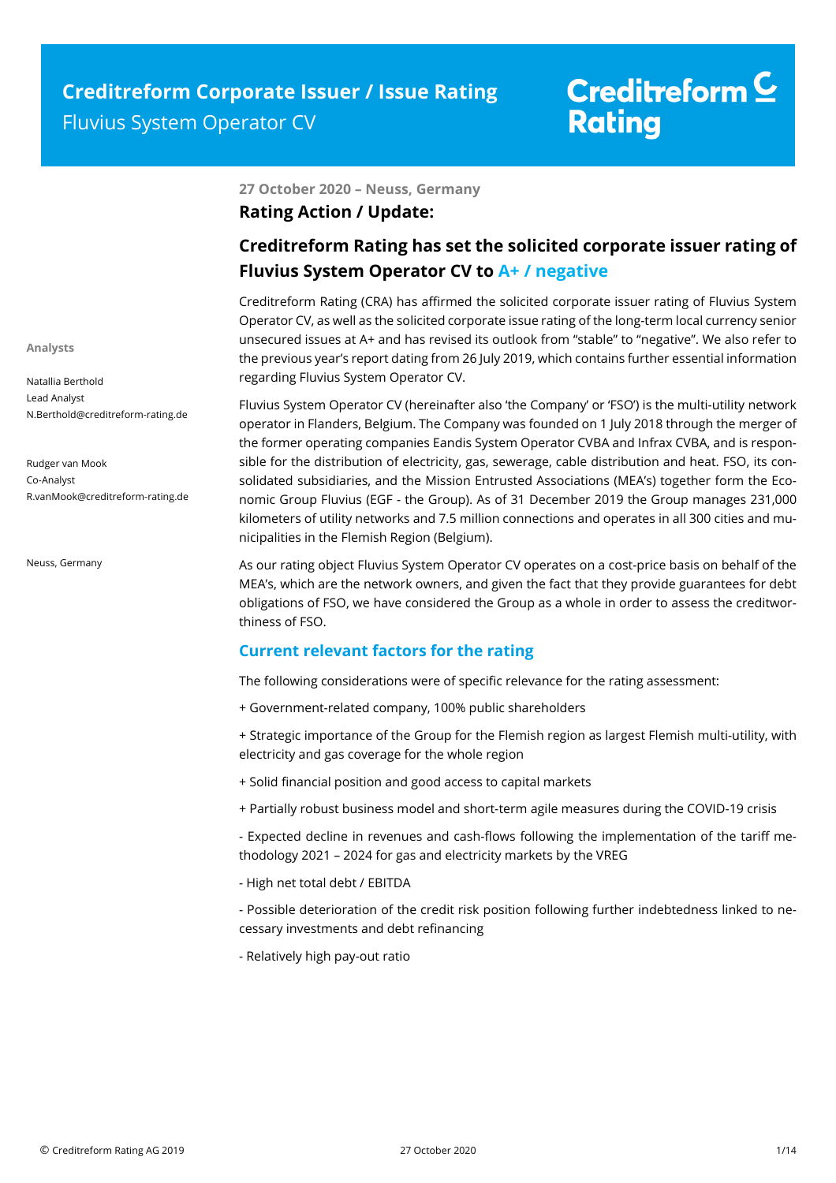# Creditreform Corporate Issuer / Issue Rating

Fluvius System Operator CV

Analysts

Natallia Berthold
Lead Analyst
N.Berthold@creditreform-rating.de

Rudger van Mook
Co-Analyst
R.vanMook@creditreform-rating.de

Neuss, Germany

**27 October 2020 – Neuss, Germany**

**Rating Action / Update:**

## Creditreform Rating has set the solicited corporate issuer rating of Fluvius System Operator CV to A+ / negative

Creditreform Rating (CRA) has affirmed the solicited corporate issuer rating of Fluvius System Operator CV, as well as the solicited corporate issue rating of the long-term local currency senior unsecured issues at A+ and has revised its outlook from "stable" to "negative". We also refer to the previous year's report dating from 26 July 2019, which contains further essential information regarding Fluvius System Operator CV.

Fluvius System Operator CV (hereinafter also 'the Company' or 'FSO') is the multi-utility network operator in Flanders, Belgium. The Company was founded on 1 July 2018 through the merger of the former operating companies Eandis System Operator CVBA and Infrax CVBA, and is responsible for the distribution of electricity, gas, sewerage, cable distribution and heat. FSO, its consolidated subsidiaries, and the Mission Entrusted Associations (MEA's) together form the Economic Group Fluvius (EGF - the Group). As of 31 December 2019 the Group manages 231,000 kilometers of utility networks and 7.5 million connections and operates in all 300 cities and municipalities in the Flemish Region (Belgium).

As our rating object Fluvius System Operator CV operates on a cost-price basis on behalf of the MEA's, which are the network owners, and given the fact that they provide guarantees for debt obligations of FSO, we have considered the Group as a whole in order to assess the creditworthiness of FSO.

### Current relevant factors for the rating

The following considerations were of specific relevance for the rating assessment:

+ Government-related company, 100% public shareholders

+ Strategic importance of the Group for the Flemish region as largest Flemish multi-utility, with electricity and gas coverage for the whole region

+ Solid financial position and good access to capital markets

+ Partially robust business model and short-term agile measures during the COVID-19 crisis

- Expected decline in revenues and cash-flows following the implementation of the tariff methodology 2021 – 2024 for gas and electricity markets by the VREG

- High net total debt / EBITDA

- Possible deterioration of the credit risk position following further indebtedness linked to necessary investments and debt refinancing

- Relatively high pay-out ratio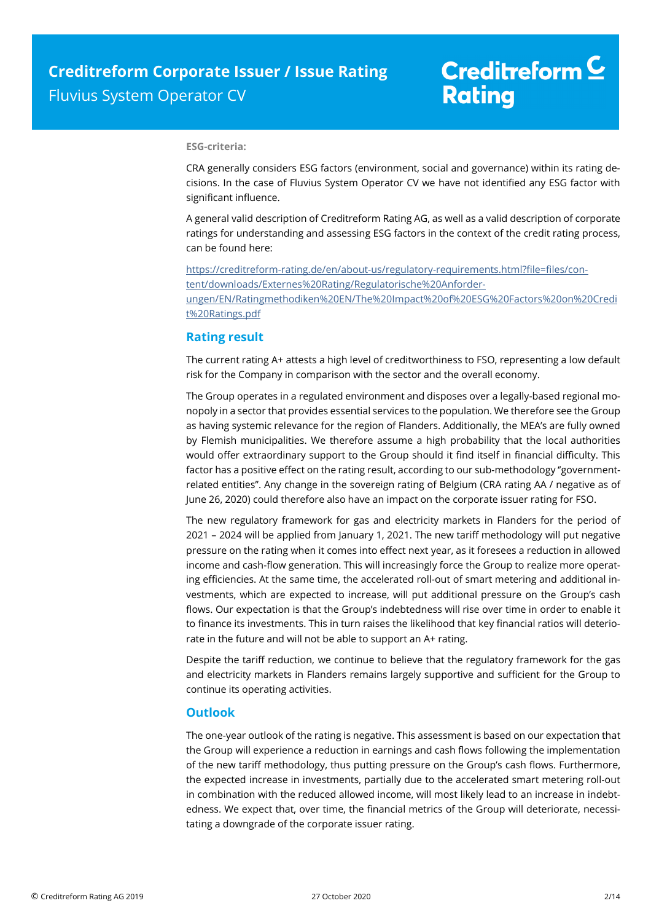**ESG-criteria:**

CRA generally considers ESG factors (environment, social and governance) within its rating decisions. In the case of Fluvius System Operator CV we have not identified any ESG factor with significant influence.

A general valid description of Creditreform Rating AG, as well as a valid description of corporate ratings for understanding and assessing ESG factors in the context of the credit rating process, can be found here:

https://creditreform-rating.de/en/about-us/regulatory-requirements.html?file=files/content/downloads/Externes%20Rating/Regulatorische%20Anforderungen/EN/Ratingmethodiken%20EN/The%20Impact%20of%20ESG%20Factors%20on%20Credit%20Ratings.pdf

## Rating result

The current rating A+ attests a high level of creditworthiness to FSO, representing a low default risk for the Company in comparison with the sector and the overall economy.

The Group operates in a regulated environment and disposes over a legally-based regional monopoly in a sector that provides essential services to the population. We therefore see the Group as having systemic relevance for the region of Flanders. Additionally, the MEA's are fully owned by Flemish municipalities. We therefore assume a high probability that the local authorities would offer extraordinary support to the Group should it find itself in financial difficulty. This factor has a positive effect on the rating result, according to our sub-methodology "government-related entities". Any change in the sovereign rating of Belgium (CRA rating AA / negative as of June 26, 2020) could therefore also have an impact on the corporate issuer rating for FSO.

The new regulatory framework for gas and electricity markets in Flanders for the period of 2021 – 2024 will be applied from January 1, 2021. The new tariff methodology will put negative pressure on the rating when it comes into effect next year, as it foresees a reduction in allowed income and cash-flow generation. This will increasingly force the Group to realize more operating efficiencies. At the same time, the accelerated roll-out of smart metering and additional investments, which are expected to increase, will put additional pressure on the Group's cash flows. Our expectation is that the Group's indebtedness will rise over time in order to enable it to finance its investments. This in turn raises the likelihood that key financial ratios will deteriorate in the future and will not be able to support an A+ rating.

Despite the tariff reduction, we continue to believe that the regulatory framework for the gas and electricity markets in Flanders remains largely supportive and sufficient for the Group to continue its operating activities.

## Outlook

The one-year outlook of the rating is negative. This assessment is based on our expectation that the Group will experience a reduction in earnings and cash flows following the implementation of the new tariff methodology, thus putting pressure on the Group's cash flows. Furthermore, the expected increase in investments, partially due to the accelerated smart metering roll-out in combination with the reduced allowed income, will most likely lead to an increase in indebtedness. We expect that, over time, the financial metrics of the Group will deteriorate, necessitating a downgrade of the corporate issuer rating.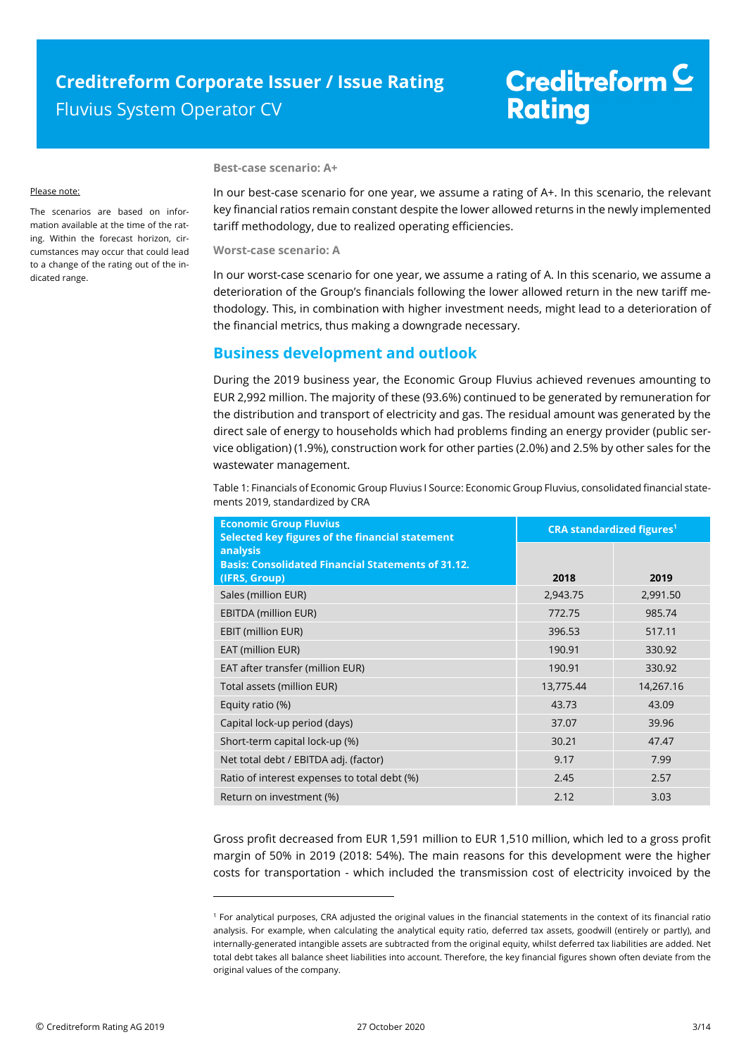Please note:

The scenarios are based on information available at the time of the rating. Within the forecast horizon, circumstances may occur that could lead to a change of the rating out of the indicated range.

**Best-case scenario: A+**

In our best-case scenario for one year, we assume a rating of A+. In this scenario, the relevant key financial ratios remain constant despite the lower allowed returns in the newly implemented tariff methodology, due to realized operating efficiencies.

**Worst-case scenario: A**

In our worst-case scenario for one year, we assume a rating of A. In this scenario, we assume a deterioration of the Group's financials following the lower allowed return in the new tariff methodology. This, in combination with higher investment needs, might lead to a deterioration of the financial metrics, thus making a downgrade necessary.

## Business development and outlook

During the 2019 business year, the Economic Group Fluvius achieved revenues amounting to EUR 2,992 million. The majority of these (93.6%) continued to be generated by remuneration for the distribution and transport of electricity and gas. The residual amount was generated by the direct sale of energy to households which had problems finding an energy provider (public service obligation) (1.9%), construction work for other parties (2.0%) and 2.5% by other sales for the wastewater management.

Table 1: Financials of Economic Group Fluvius I Source: Economic Group Fluvius, consolidated financial statements 2019, standardized by CRA

| Economic Group Fluvius<br>Selected key figures of the financial statement analysis<br>Basis: Consolidated Financial Statements of 31.12. (IFRS, Group) | CRA standardized figures[1] | |
|---|---|---|
| | **2018** | **2019** |
| Sales (million EUR) | 2,943.75 | 2,991.50 |
| EBITDA (million EUR) | 772.75 | 985.74 |
| EBIT (million EUR) | 396.53 | 517.11 |
| EAT (million EUR) | 190.91 | 330.92 |
| EAT after transfer (million EUR) | 190.91 | 330.92 |
| Total assets (million EUR) | 13,775.44 | 14,267.16 |
| Equity ratio (%) | 43.73 | 43.09 |
| Capital lock-up period (days) | 37.07 | 39.96 |
| Short-term capital lock-up (%) | 30.21 | 47.47 |
| Net total debt / EBITDA adj. (factor) | 9.17 | 7.99 |
| Ratio of interest expenses to total debt (%) | 2.45 | 2.57 |
| Return on investment (%) | 2.12 | 3.03 |

Gross profit decreased from EUR 1,591 million to EUR 1,510 million, which led to a gross profit margin of 50% in 2019 (2018: 54%). The main reasons for this development were the higher costs for transportation - which included the transmission cost of electricity invoiced by the

[1] For analytical purposes, CRA adjusted the original values in the financial statements in the context of its financial ratio analysis. For example, when calculating the analytical equity ratio, deferred tax assets, goodwill (entirely or partly), and internally-generated intangible assets are subtracted from the original equity, whilst deferred tax liabilities are added. Net total debt takes all balance sheet liabilities into account. Therefore, the key financial figures shown often deviate from the original values of the company.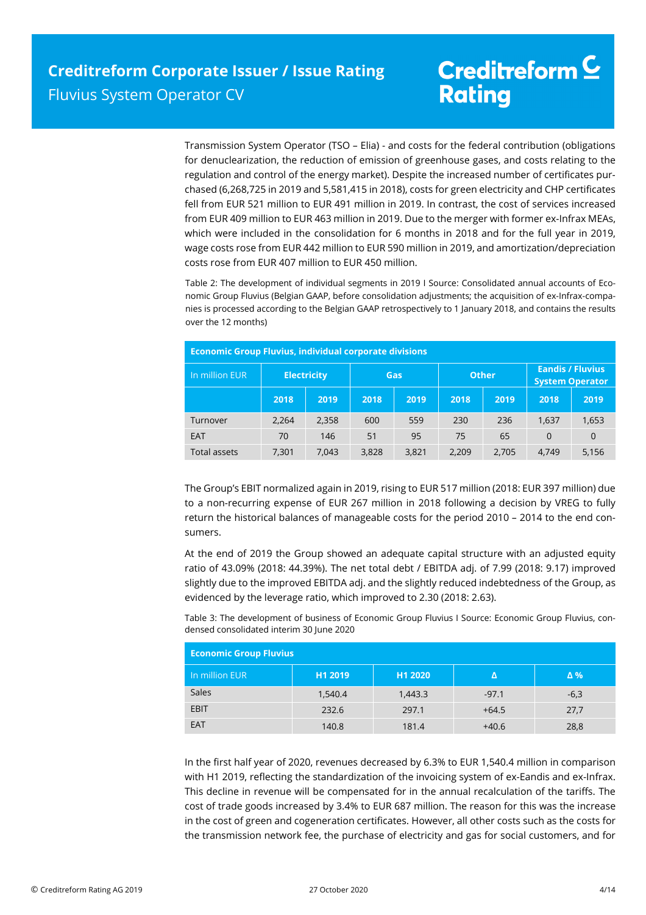Transmission System Operator (TSO – Elia) - and costs for the federal contribution (obligations for denuclearization, the reduction of emission of greenhouse gases, and costs relating to the regulation and control of the energy market). Despite the increased number of certificates purchased (6,268,725 in 2019 and 5,581,415 in 2018), costs for green electricity and CHP certificates fell from EUR 521 million to EUR 491 million in 2019. In contrast, the cost of services increased from EUR 409 million to EUR 463 million in 2019. Due to the merger with former ex-Infrax MEAs, which were included in the consolidation for 6 months in 2018 and for the full year in 2019, wage costs rose from EUR 442 million to EUR 590 million in 2019, and amortization/depreciation costs rose from EUR 407 million to EUR 450 million.

Table 2: The development of individual segments in 2019 I Source: Consolidated annual accounts of Economic Group Fluvius (Belgian GAAP, before consolidation adjustments; the acquisition of ex-Infrax-companies is processed according to the Belgian GAAP retrospectively to 1 January 2018, and contains the results over the 12 months)

| Economic Group Fluvius, individual corporate divisions | | | | | | | | |
|---|---|---|---|---|---|---|---|---|
| In million EUR | Electricity | | Gas | | Other | | Eandis / Fluvius System Operator | |
| | 2018 | 2019 | 2018 | 2019 | 2018 | 2019 | 2018 | 2019 |
| Turnover | 2,264 | 2,358 | 600 | 559 | 230 | 236 | 1,637 | 1,653 |
| EAT | 70 | 146 | 51 | 95 | 75 | 65 | 0 | 0 |
| Total assets | 7,301 | 7,043 | 3,828 | 3,821 | 2,209 | 2,705 | 4,749 | 5,156 |

The Group's EBIT normalized again in 2019, rising to EUR 517 million (2018: EUR 397 million) due to a non-recurring expense of EUR 267 million in 2018 following a decision by VREG to fully return the historical balances of manageable costs for the period 2010 – 2014 to the end consumers.

At the end of 2019 the Group showed an adequate capital structure with an adjusted equity ratio of 43.09% (2018: 44.39%). The net total debt / EBITDA adj. of 7.99 (2018: 9.17) improved slightly due to the improved EBITDA adj. and the slightly reduced indebtedness of the Group, as evidenced by the leverage ratio, which improved to 2.30 (2018: 2.63).

Table 3: The development of business of Economic Group Fluvius I Source: Economic Group Fluvius, condensed consolidated interim 30 June 2020

| Economic Group Fluvius | | | | |
|---|---|---|---|---|
| In million EUR | H1 2019 | H1 2020 | Δ | Δ % |
| Sales | 1,540.4 | 1,443.3 | -97.1 | -6,3 |
| EBIT | 232.6 | 297.1 | +64.5 | 27,7 |
| EAT | 140.8 | 181.4 | +40.6 | 28,8 |

In the first half year of 2020, revenues decreased by 6.3% to EUR 1,540.4 million in comparison with H1 2019, reflecting the standardization of the invoicing system of ex-Eandis and ex-Infrax. This decline in revenue will be compensated for in the annual recalculation of the tariffs. The cost of trade goods increased by 3.4% to EUR 687 million. The reason for this was the increase in the cost of green and cogeneration certificates. However, all other costs such as the costs for the transmission network fee, the purchase of electricity and gas for social customers, and for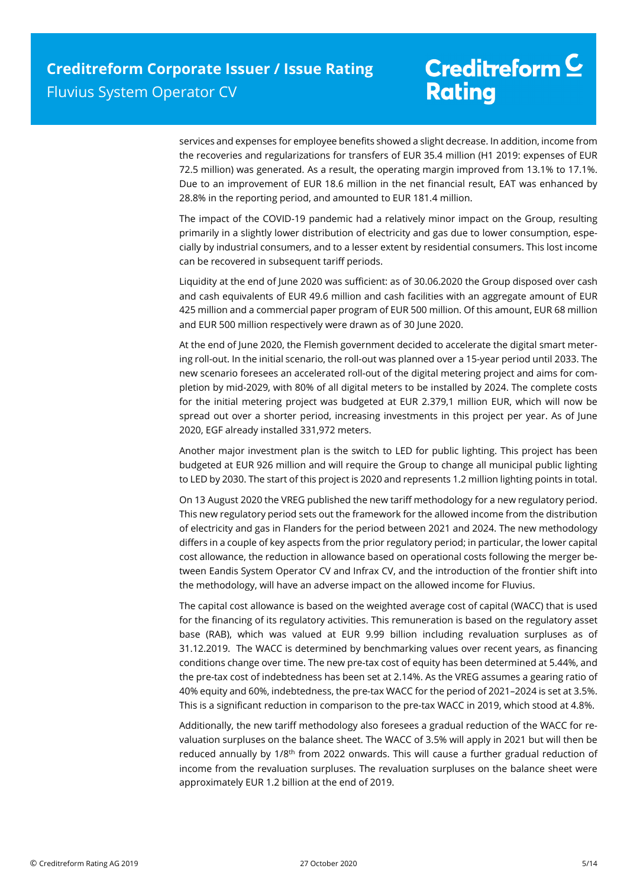services and expenses for employee benefits showed a slight decrease. In addition, income from the recoveries and regularizations for transfers of EUR 35.4 million (H1 2019: expenses of EUR 72.5 million) was generated. As a result, the operating margin improved from 13.1% to 17.1%. Due to an improvement of EUR 18.6 million in the net financial result, EAT was enhanced by 28.8% in the reporting period, and amounted to EUR 181.4 million.

The impact of the COVID-19 pandemic had a relatively minor impact on the Group, resulting primarily in a slightly lower distribution of electricity and gas due to lower consumption, especially by industrial consumers, and to a lesser extent by residential consumers. This lost income can be recovered in subsequent tariff periods.

Liquidity at the end of June 2020 was sufficient: as of 30.06.2020 the Group disposed over cash and cash equivalents of EUR 49.6 million and cash facilities with an aggregate amount of EUR 425 million and a commercial paper program of EUR 500 million. Of this amount, EUR 68 million and EUR 500 million respectively were drawn as of 30 June 2020.

At the end of June 2020, the Flemish government decided to accelerate the digital smart metering roll-out. In the initial scenario, the roll-out was planned over a 15-year period until 2033. The new scenario foresees an accelerated roll-out of the digital metering project and aims for completion by mid-2029, with 80% of all digital meters to be installed by 2024. The complete costs for the initial metering project was budgeted at EUR 2.379,1 million EUR, which will now be spread out over a shorter period, increasing investments in this project per year. As of June 2020, EGF already installed 331,972 meters.

Another major investment plan is the switch to LED for public lighting. This project has been budgeted at EUR 926 million and will require the Group to change all municipal public lighting to LED by 2030. The start of this project is 2020 and represents 1.2 million lighting points in total.

On 13 August 2020 the VREG published the new tariff methodology for a new regulatory period. This new regulatory period sets out the framework for the allowed income from the distribution of electricity and gas in Flanders for the period between 2021 and 2024. The new methodology differs in a couple of key aspects from the prior regulatory period; in particular, the lower capital cost allowance, the reduction in allowance based on operational costs following the merger between Eandis System Operator CV and Infrax CV, and the introduction of the frontier shift into the methodology, will have an adverse impact on the allowed income for Fluvius.

The capital cost allowance is based on the weighted average cost of capital (WACC) that is used for the financing of its regulatory activities. This remuneration is based on the regulatory asset base (RAB), which was valued at EUR 9.99 billion including revaluation surpluses as of 31.12.2019. The WACC is determined by benchmarking values over recent years, as financing conditions change over time. The new pre-tax cost of equity has been determined at 5.44%, and the pre-tax cost of indebtedness has been set at 2.14%. As the VREG assumes a gearing ratio of 40% equity and 60%, indebtedness, the pre-tax WACC for the period of 2021–2024 is set at 3.5%. This is a significant reduction in comparison to the pre-tax WACC in 2019, which stood at 4.8%.

Additionally, the new tariff methodology also foresees a gradual reduction of the WACC for revaluation surpluses on the balance sheet. The WACC of 3.5% will apply in 2021 but will then be reduced annually by 1/8th from 2022 onwards. This will cause a further gradual reduction of income from the revaluation surpluses. The revaluation surpluses on the balance sheet were approximately EUR 1.2 billion at the end of 2019.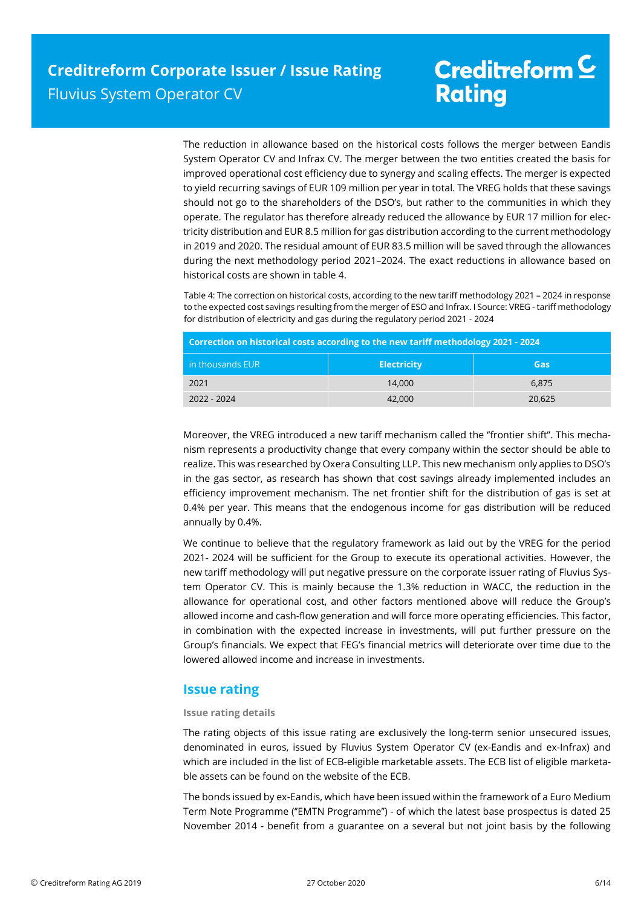The reduction in allowance based on the historical costs follows the merger between Eandis System Operator CV and Infrax CV. The merger between the two entities created the basis for improved operational cost efficiency due to synergy and scaling effects. The merger is expected to yield recurring savings of EUR 109 million per year in total. The VREG holds that these savings should not go to the shareholders of the DSO's, but rather to the communities in which they operate. The regulator has therefore already reduced the allowance by EUR 17 million for electricity distribution and EUR 8.5 million for gas distribution according to the current methodology in 2019 and 2020. The residual amount of EUR 83.5 million will be saved through the allowances during the next methodology period 2021–2024. The exact reductions in allowance based on historical costs are shown in table 4.

Table 4: The correction on historical costs, according to the new tariff methodology 2021 – 2024 in response to the expected cost savings resulting from the merger of ESO and Infrax. I Source: VREG - tariff methodology for distribution of electricity and gas during the regulatory period 2021 - 2024

| Correction on historical costs according to the new tariff methodology 2021 - 2024 | | |
|---|---|---|
| in thousands EUR | Electricity | Gas |
| 2021 | 14,000 | 6,875 |
| 2022 - 2024 | 42,000 | 20,625 |

Moreover, the VREG introduced a new tariff mechanism called the "frontier shift". This mechanism represents a productivity change that every company within the sector should be able to realize. This was researched by Oxera Consulting LLP. This new mechanism only applies to DSO's in the gas sector, as research has shown that cost savings already implemented includes an efficiency improvement mechanism. The net frontier shift for the distribution of gas is set at 0.4% per year. This means that the endogenous income for gas distribution will be reduced annually by 0.4%.

We continue to believe that the regulatory framework as laid out by the VREG for the period 2021- 2024 will be sufficient for the Group to execute its operational activities. However, the new tariff methodology will put negative pressure on the corporate issuer rating of Fluvius System Operator CV. This is mainly because the 1.3% reduction in WACC, the reduction in the allowance for operational cost, and other factors mentioned above will reduce the Group's allowed income and cash-flow generation and will force more operating efficiencies. This factor, in combination with the expected increase in investments, will put further pressure on the Group's financials. We expect that FEG's financial metrics will deteriorate over time due to the lowered allowed income and increase in investments.

## Issue rating

### Issue rating details

The rating objects of this issue rating are exclusively the long-term senior unsecured issues, denominated in euros, issued by Fluvius System Operator CV (ex-Eandis and ex-Infrax) and which are included in the list of ECB-eligible marketable assets. The ECB list of eligible marketable assets can be found on the website of the ECB.

The bonds issued by ex-Eandis, which have been issued within the framework of a Euro Medium Term Note Programme ("EMTN Programme") - of which the latest base prospectus is dated 25 November 2014 - benefit from a guarantee on a several but not joint basis by the following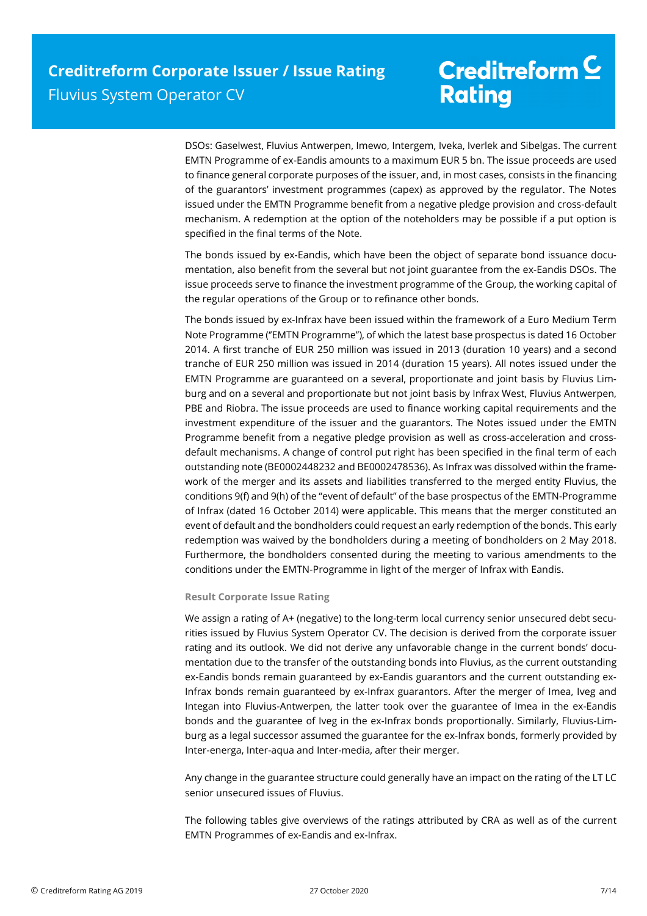DSOs: Gaselwest, Fluvius Antwerpen, Imewo, Intergem, Iveka, Iverlek and Sibelgas. The current EMTN Programme of ex-Eandis amounts to a maximum EUR 5 bn. The issue proceeds are used to finance general corporate purposes of the issuer, and, in most cases, consists in the financing of the guarantors' investment programmes (capex) as approved by the regulator. The Notes issued under the EMTN Programme benefit from a negative pledge provision and cross-default mechanism. A redemption at the option of the noteholders may be possible if a put option is specified in the final terms of the Note.

The bonds issued by ex-Eandis, which have been the object of separate bond issuance documentation, also benefit from the several but not joint guarantee from the ex-Eandis DSOs. The issue proceeds serve to finance the investment programme of the Group, the working capital of the regular operations of the Group or to refinance other bonds.

The bonds issued by ex-Infrax have been issued within the framework of a Euro Medium Term Note Programme ("EMTN Programme"), of which the latest base prospectus is dated 16 October 2014. A first tranche of EUR 250 million was issued in 2013 (duration 10 years) and a second tranche of EUR 250 million was issued in 2014 (duration 15 years). All notes issued under the EMTN Programme are guaranteed on a several, proportionate and joint basis by Fluvius Limburg and on a several and proportionate but not joint basis by Infrax West, Fluvius Antwerpen, PBE and Riobra. The issue proceeds are used to finance working capital requirements and the investment expenditure of the issuer and the guarantors. The Notes issued under the EMTN Programme benefit from a negative pledge provision as well as cross-acceleration and cross-default mechanisms. A change of control put right has been specified in the final term of each outstanding note (BE0002448232 and BE0002478536). As Infrax was dissolved within the framework of the merger and its assets and liabilities transferred to the merged entity Fluvius, the conditions 9(f) and 9(h) of the "event of default" of the base prospectus of the EMTN-Programme of Infrax (dated 16 October 2014) were applicable. This means that the merger constituted an event of default and the bondholders could request an early redemption of the bonds. This early redemption was waived by the bondholders during a meeting of bondholders on 2 May 2018. Furthermore, the bondholders consented during the meeting to various amendments to the conditions under the EMTN-Programme in light of the merger of Infrax with Eandis.

#### Result Corporate Issue Rating

We assign a rating of A+ (negative) to the long-term local currency senior unsecured debt securities issued by Fluvius System Operator CV. The decision is derived from the corporate issuer rating and its outlook. We did not derive any unfavorable change in the current bonds' documentation due to the transfer of the outstanding bonds into Fluvius, as the current outstanding ex-Eandis bonds remain guaranteed by ex-Eandis guarantors and the current outstanding ex-Infrax bonds remain guaranteed by ex-Infrax guarantors. After the merger of Imea, Iveg and Integan into Fluvius-Antwerpen, the latter took over the guarantee of Imea in the ex-Eandis bonds and the guarantee of Iveg in the ex-Infrax bonds proportionally. Similarly, Fluvius-Limburg as a legal successor assumed the guarantee for the ex-Infrax bonds, formerly provided by Inter-energa, Inter-aqua and Inter-media, after their merger.

Any change in the guarantee structure could generally have an impact on the rating of the LT LC senior unsecured issues of Fluvius.

The following tables give overviews of the ratings attributed by CRA as well as of the current EMTN Programmes of ex-Eandis and ex-Infrax.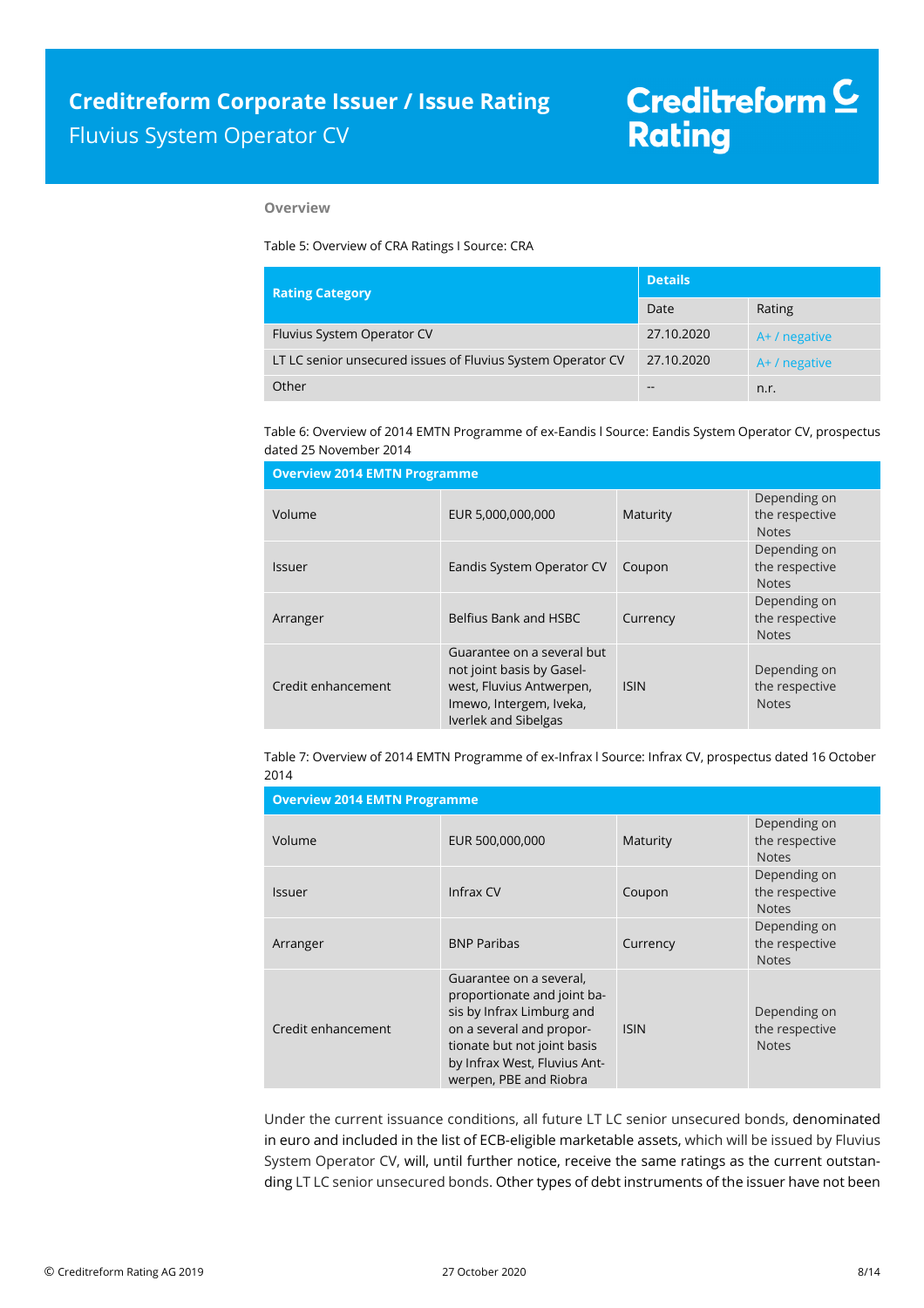## Overview

Table 5: Overview of CRA Ratings I Source: CRA

| Rating Category | Details | |
|---|---|---|
| | Date | Rating |
| Fluvius System Operator CV | 27.10.2020 | A+ / negative |
| LT LC senior unsecured issues of Fluvius System Operator CV | 27.10.2020 | A+ / negative |
| Other | -- | n.r. |

Table 6: Overview of 2014 EMTN Programme of ex-Eandis I Source: Eandis System Operator CV, prospectus dated 25 November 2014

| Overview 2014 EMTN Programme | | | |
|---|---|---|---|
| Volume | EUR 5,000,000,000 | Maturity | Depending on the respective Notes |
| Issuer | Eandis System Operator CV | Coupon | Depending on the respective Notes |
| Arranger | Belfius Bank and HSBC | Currency | Depending on the respective Notes |
| Credit enhancement | Guarantee on a several but not joint basis by Gaselwest, Fluvius Antwerpen, Imewo, Intergem, Iveka, Iverlek and Sibelgas | ISIN | Depending on the respective Notes |

Table 7: Overview of 2014 EMTN Programme of ex-Infrax I Source: Infrax CV, prospectus dated 16 October 2014

| Overview 2014 EMTN Programme | | | |
|---|---|---|---|
| Volume | EUR 500,000,000 | Maturity | Depending on the respective Notes |
| Issuer | Infrax CV | Coupon | Depending on the respective Notes |
| Arranger | BNP Paribas | Currency | Depending on the respective Notes |
| Credit enhancement | Guarantee on a several, proportionate and joint basis by Infrax Limburg and on a several and proportionate but not joint basis by Infrax West, Fluvius Antwerpen, PBE and Riobra | ISIN | Depending on the respective Notes |

Under the current issuance conditions, all future LT LC senior unsecured bonds, denominated in euro and included in the list of ECB-eligible marketable assets, which will be issued by Fluvius System Operator CV, will, until further notice, receive the same ratings as the current outstanding LT LC senior unsecured bonds. Other types of debt instruments of the issuer have not been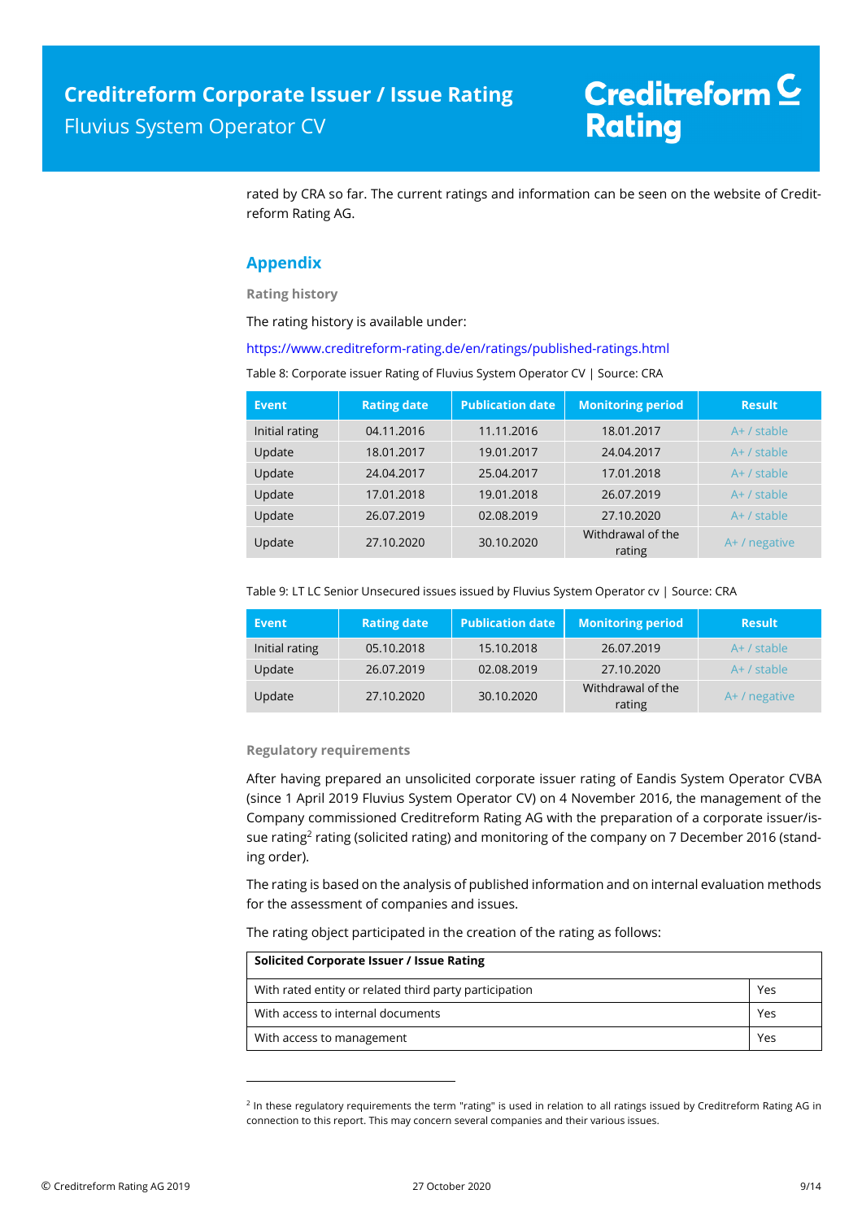rated by CRA so far. The current ratings and information can be seen on the website of Creditreform Rating AG.

## Appendix

### Rating history

The rating history is available under:

https://www.creditreform-rating.de/en/ratings/published-ratings.html

Table 8: Corporate issuer Rating of Fluvius System Operator CV | Source: CRA

| Event | Rating date | Publication date | Monitoring period | Result |
|---|---|---|---|---|
| Initial rating | 04.11.2016 | 11.11.2016 | 18.01.2017 | A+ / stable |
| Update | 18.01.2017 | 19.01.2017 | 24.04.2017 | A+ / stable |
| Update | 24.04.2017 | 25.04.2017 | 17.01.2018 | A+ / stable |
| Update | 17.01.2018 | 19.01.2018 | 26.07.2019 | A+ / stable |
| Update | 26.07.2019 | 02.08.2019 | 27.10.2020 | A+ / stable |
| Update | 27.10.2020 | 30.10.2020 | Withdrawal of the rating | A+ / negative |

Table 9: LT LC Senior Unsecured issues issued by Fluvius System Operator cv | Source: CRA

| Event | Rating date | Publication date | Monitoring period | Result |
|---|---|---|---|---|
| Initial rating | 05.10.2018 | 15.10.2018 | 26.07.2019 | A+ / stable |
| Update | 26.07.2019 | 02.08.2019 | 27.10.2020 | A+ / stable |
| Update | 27.10.2020 | 30.10.2020 | Withdrawal of the rating | A+ / negative |

### Regulatory requirements

After having prepared an unsolicited corporate issuer rating of Eandis System Operator CVBA (since 1 April 2019 Fluvius System Operator CV) on 4 November 2016, the management of the Company commissioned Creditreform Rating AG with the preparation of a corporate issuer/issue rating[2] rating (solicited rating) and monitoring of the company on 7 December 2016 (standing order).

The rating is based on the analysis of published information and on internal evaluation methods for the assessment of companies and issues.

The rating object participated in the creation of the rating as follows:

| **Solicited Corporate Issuer / Issue Rating** | |
|---|---|
| With rated entity or related third party participation | Yes |
| With access to internal documents | Yes |
| With access to management | Yes |

[2] In these regulatory requirements the term "rating" is used in relation to all ratings issued by Creditreform Rating AG in connection to this report. This may concern several companies and their various issues.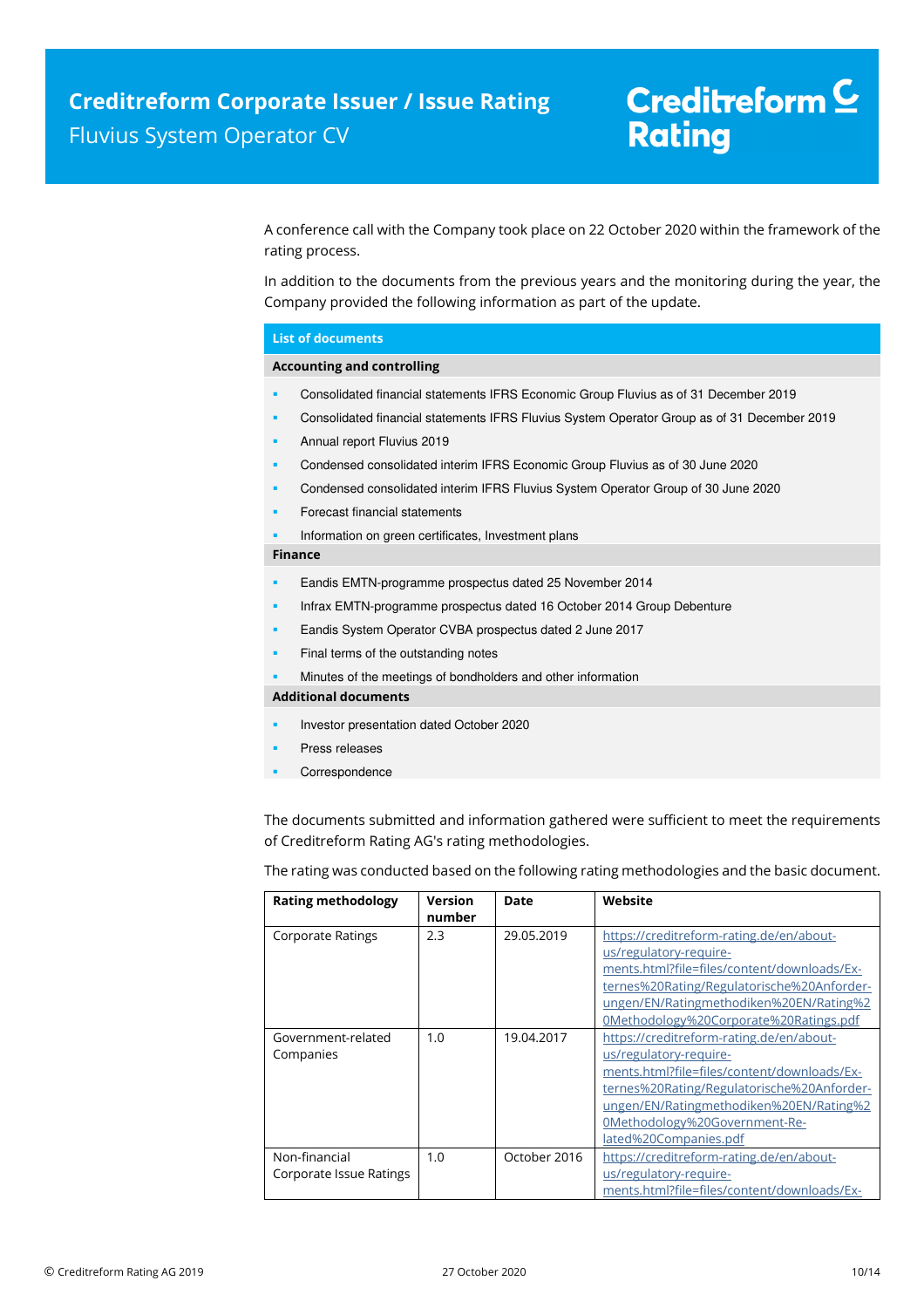A conference call with the Company took place on 22 October 2020 within the framework of the rating process.

In addition to the documents from the previous years and the monitoring during the year, the Company provided the following information as part of the update.

**List of documents**

**Accounting and controlling**

- Consolidated financial statements IFRS Economic Group Fluvius as of 31 December 2019
- Consolidated financial statements IFRS Fluvius System Operator Group as of 31 December 2019
- Annual report Fluvius 2019
- Condensed consolidated interim IFRS Economic Group Fluvius as of 30 June 2020
- Condensed consolidated interim IFRS Fluvius System Operator Group of 30 June 2020
- Forecast financial statements
- Information on green certificates, Investment plans

**Finance**

- Eandis EMTN-programme prospectus dated 25 November 2014
- Infrax EMTN-programme prospectus dated 16 October 2014 Group Debenture
- Eandis System Operator CVBA prospectus dated 2 June 2017
- Final terms of the outstanding notes
- Minutes of the meetings of bondholders and other information

**Additional documents**

- Investor presentation dated October 2020
- Press releases
- Correspondence

The documents submitted and information gathered were sufficient to meet the requirements of Creditreform Rating AG's rating methodologies.

The rating was conducted based on the following rating methodologies and the basic document.

| Rating methodology | Version number | Date | Website |
|---|---|---|---|
| Corporate Ratings | 2.3 | 29.05.2019 | https://creditreform-rating.de/en/about-us/regulatory-requirements.html?file=files/content/downloads/Externes%20Rating/Regulatorische%20Anforderungen/EN/Ratingmethodiken%20EN/Rating%20Methodology%20Corporate%20Ratings.pdf |
| Government-related Companies | 1.0 | 19.04.2017 | https://creditreform-rating.de/en/about-us/regulatory-requirements.html?file=files/content/downloads/Externes%20Rating/Regulatorische%20Anforderungen/EN/Ratingmethodiken%20EN/Rating%20Methodology%20Government-Related%20Companies.pdf |
| Non-financial Corporate Issue Ratings | 1.0 | October 2016 | https://creditreform-rating.de/en/about-us/regulatory-requirements.html?file=files/content/downloads/Ex- |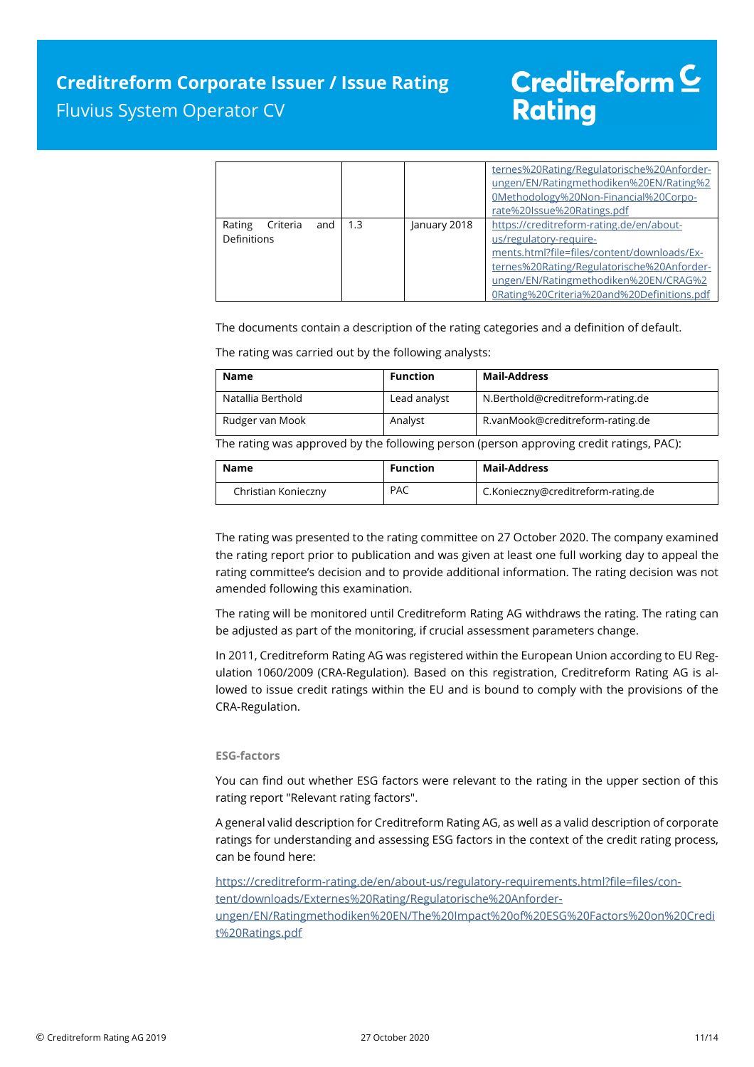|  |  |  | ternes%20Rating/Regulatorische%20Anforderungen/EN/Ratingmethodiken%20EN/Rating%20Methodology%20Non-Financial%20Corporate%20Issue%20Ratings.pdf |
|---|---|---|---|
| Rating Criteria and Definitions | 1.3 | January 2018 | https://creditreform-rating.de/en/about-us/regulatory-requirements.html?file=files/content/downloads/Externes%20Rating/Regulatorische%20Anforderungen/EN/Ratingmethodiken%20EN/CRAG%20Rating%20Criteria%20and%20Definitions.pdf |

The documents contain a description of the rating categories and a definition of default.

The rating was carried out by the following analysts:

| Name | Function | Mail-Address |
|---|---|---|
| Natallia Berthold | Lead analyst | N.Berthold@creditreform-rating.de |
| Rudger van Mook | Analyst | R.vanMook@creditreform-rating.de |

The rating was approved by the following person (person approving credit ratings, PAC):

| Name | Function | Mail-Address |
|---|---|---|
| Christian Konieczny | PAC | C.Konieczny@creditreform-rating.de |

The rating was presented to the rating committee on 27 October 2020. The company examined the rating report prior to publication and was given at least one full working day to appeal the rating committee's decision and to provide additional information. The rating decision was not amended following this examination.

The rating will be monitored until Creditreform Rating AG withdraws the rating. The rating can be adjusted as part of the monitoring, if crucial assessment parameters change.

In 2011, Creditreform Rating AG was registered within the European Union according to EU Regulation 1060/2009 (CRA-Regulation). Based on this registration, Creditreform Rating AG is allowed to issue credit ratings within the EU and is bound to comply with the provisions of the CRA-Regulation.

### ESG-factors

You can find out whether ESG factors were relevant to the rating in the upper section of this rating report "Relevant rating factors".

A general valid description for Creditreform Rating AG, as well as a valid description of corporate ratings for understanding and assessing ESG factors in the context of the credit rating process, can be found here:

https://creditreform-rating.de/en/about-us/regulatory-requirements.html?file=files/content/downloads/Externes%20Rating/Regulatorische%20Anforderungen/EN/Ratingmethodiken%20EN/The%20Impact%20of%20ESG%20Factors%20on%20Credit%20Ratings.pdf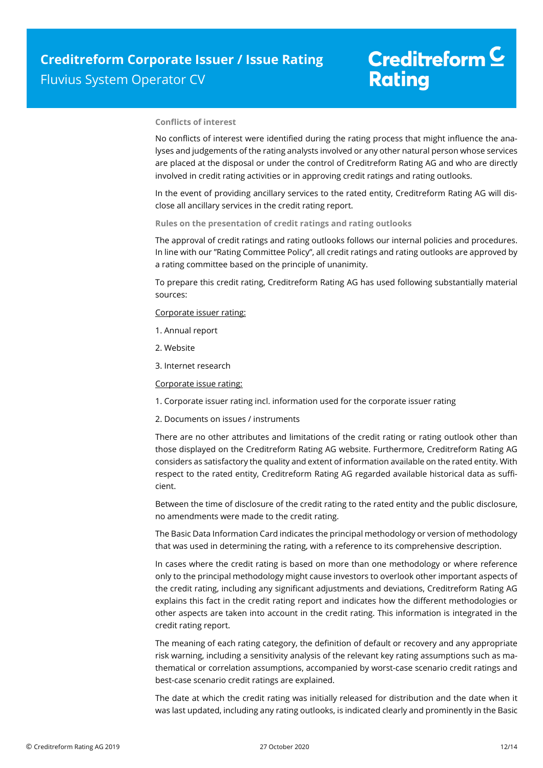### Conflicts of interest

No conflicts of interest were identified during the rating process that might influence the analyses and judgements of the rating analysts involved or any other natural person whose services are placed at the disposal or under the control of Creditreform Rating AG and who are directly involved in credit rating activities or in approving credit ratings and rating outlooks.

In the event of providing ancillary services to the rated entity, Creditreform Rating AG will disclose all ancillary services in the credit rating report.

### Rules on the presentation of credit ratings and rating outlooks

The approval of credit ratings and rating outlooks follows our internal policies and procedures. In line with our "Rating Committee Policy", all credit ratings and rating outlooks are approved by a rating committee based on the principle of unanimity.

To prepare this credit rating, Creditreform Rating AG has used following substantially material sources:

Corporate issuer rating:

1. Annual report
2. Website
3. Internet research

Corporate issue rating:

1. Corporate issuer rating incl. information used for the corporate issuer rating
2. Documents on issues / instruments

There are no other attributes and limitations of the credit rating or rating outlook other than those displayed on the Creditreform Rating AG website. Furthermore, Creditreform Rating AG considers as satisfactory the quality and extent of information available on the rated entity. With respect to the rated entity, Creditreform Rating AG regarded available historical data as sufficient.

Between the time of disclosure of the credit rating to the rated entity and the public disclosure, no amendments were made to the credit rating.

The Basic Data Information Card indicates the principal methodology or version of methodology that was used in determining the rating, with a reference to its comprehensive description.

In cases where the credit rating is based on more than one methodology or where reference only to the principal methodology might cause investors to overlook other important aspects of the credit rating, including any significant adjustments and deviations, Creditreform Rating AG explains this fact in the credit rating report and indicates how the different methodologies or other aspects are taken into account in the credit rating. This information is integrated in the credit rating report.

The meaning of each rating category, the definition of default or recovery and any appropriate risk warning, including a sensitivity analysis of the relevant key rating assumptions such as mathematical or correlation assumptions, accompanied by worst-case scenario credit ratings and best-case scenario credit ratings are explained.

The date at which the credit rating was initially released for distribution and the date when it was last updated, including any rating outlooks, is indicated clearly and prominently in the Basic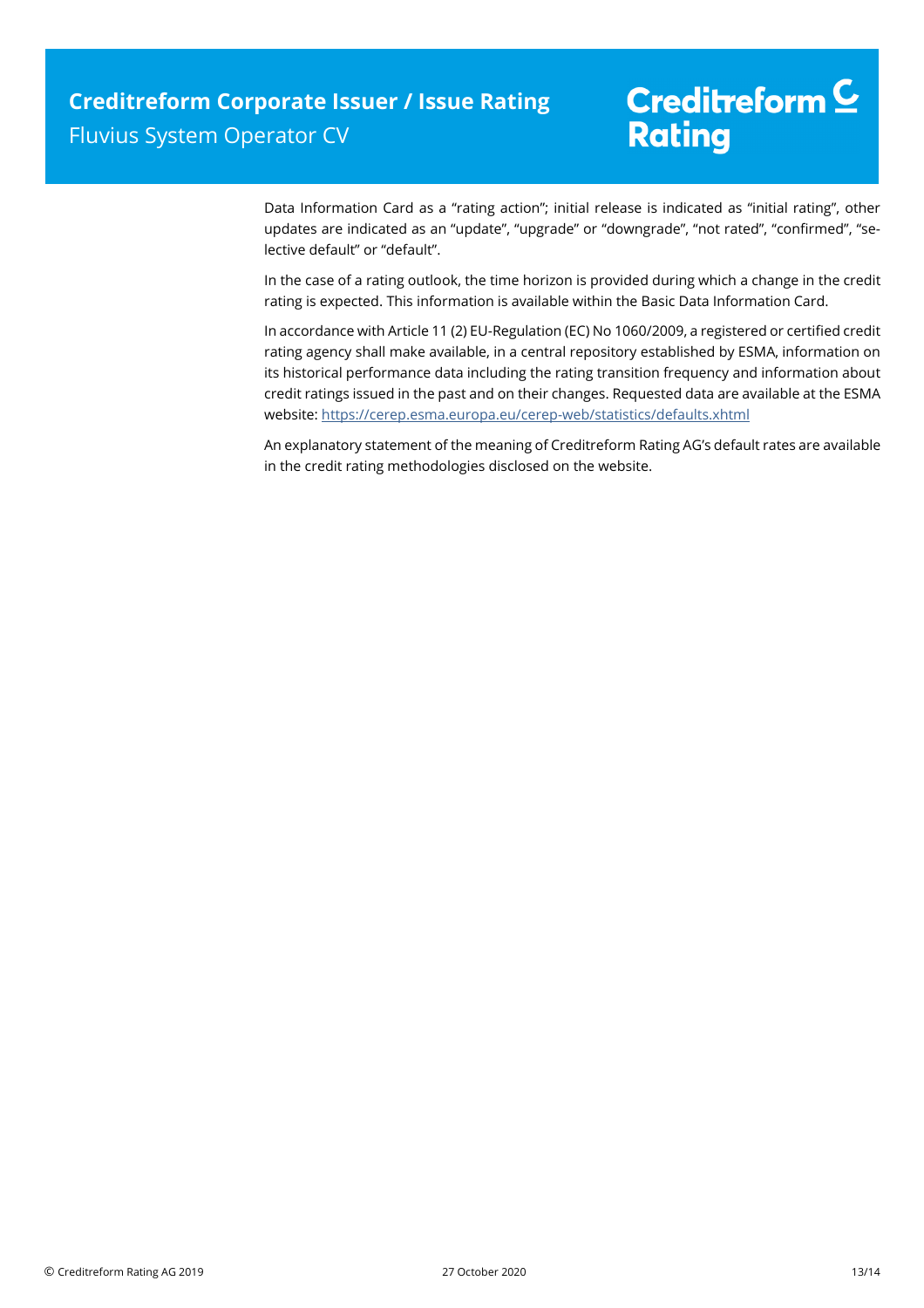Data Information Card as a "rating action"; initial release is indicated as "initial rating", other updates are indicated as an "update", "upgrade" or "downgrade", "not rated", "confirmed", "selective default" or "default".

In the case of a rating outlook, the time horizon is provided during which a change in the credit rating is expected. This information is available within the Basic Data Information Card.

In accordance with Article 11 (2) EU-Regulation (EC) No 1060/2009, a registered or certified credit rating agency shall make available, in a central repository established by ESMA, information on its historical performance data including the rating transition frequency and information about credit ratings issued in the past and on their changes. Requested data are available at the ESMA website: https://cerep.esma.europa.eu/cerep-web/statistics/defaults.xhtml

An explanatory statement of the meaning of Creditreform Rating AG's default rates are available in the credit rating methodologies disclosed on the website.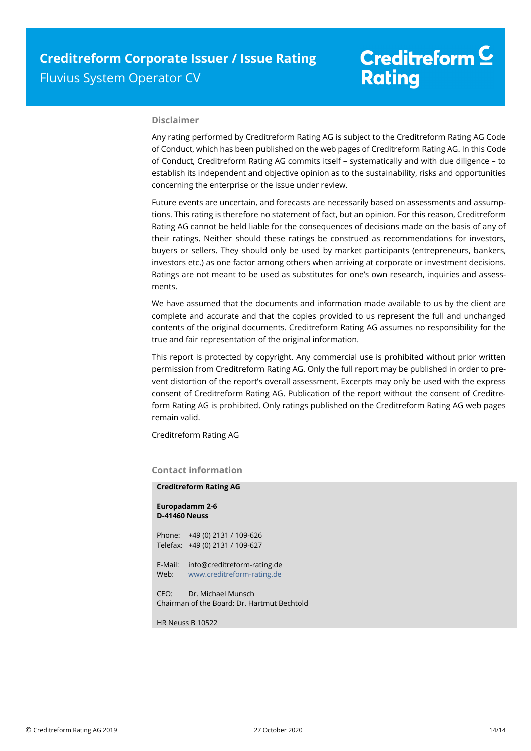## Disclaimer

Any rating performed by Creditreform Rating AG is subject to the Creditreform Rating AG Code of Conduct, which has been published on the web pages of Creditreform Rating AG. In this Code of Conduct, Creditreform Rating AG commits itself – systematically and with due diligence – to establish its independent and objective opinion as to the sustainability, risks and opportunities concerning the enterprise or the issue under review.

Future events are uncertain, and forecasts are necessarily based on assessments and assumptions. This rating is therefore no statement of fact, but an opinion. For this reason, Creditreform Rating AG cannot be held liable for the consequences of decisions made on the basis of any of their ratings. Neither should these ratings be construed as recommendations for investors, buyers or sellers. They should only be used by market participants (entrepreneurs, bankers, investors etc.) as one factor among others when arriving at corporate or investment decisions. Ratings are not meant to be used as substitutes for one's own research, inquiries and assessments.

We have assumed that the documents and information made available to us by the client are complete and accurate and that the copies provided to us represent the full and unchanged contents of the original documents. Creditreform Rating AG assumes no responsibility for the true and fair representation of the original information.

This report is protected by copyright. Any commercial use is prohibited without prior written permission from Creditreform Rating AG. Only the full report may be published in order to prevent distortion of the report's overall assessment. Excerpts may only be used with the express consent of Creditreform Rating AG. Publication of the report without the consent of Creditreform Rating AG is prohibited. Only ratings published on the Creditreform Rating AG web pages remain valid.

Creditreform Rating AG

## Contact information

**Creditreform Rating AG**

**Europadamm 2-6**
**D-41460 Neuss**

Phone: +49 (0) 2131 / 109-626
Telefax: +49 (0) 2131 / 109-627

E-Mail: info@creditreform-rating.de
Web: www.creditreform-rating.de

CEO: Dr. Michael Munsch
Chairman of the Board: Dr. Hartmut Bechtold

HR Neuss B 10522